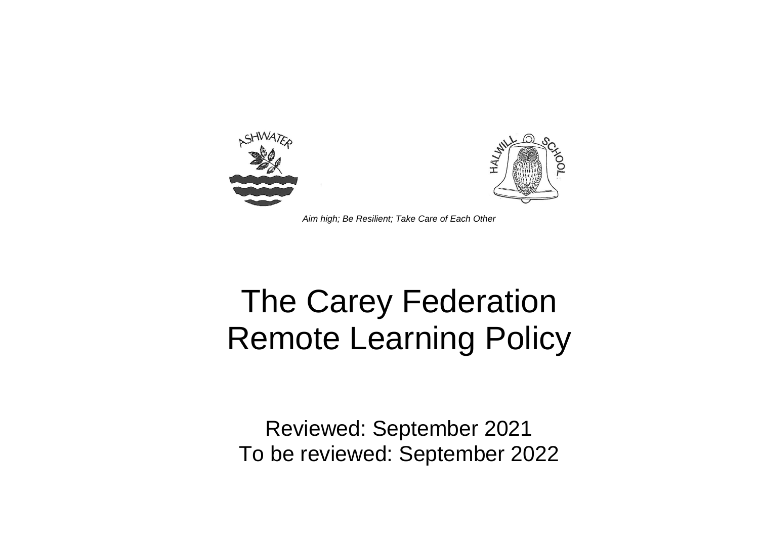*Aim high; Be Resilient; Take Care of Each Other*

# The Carey Federation Remote Learning Policy

Reviewed: September 2021
To be reviewed: September 2022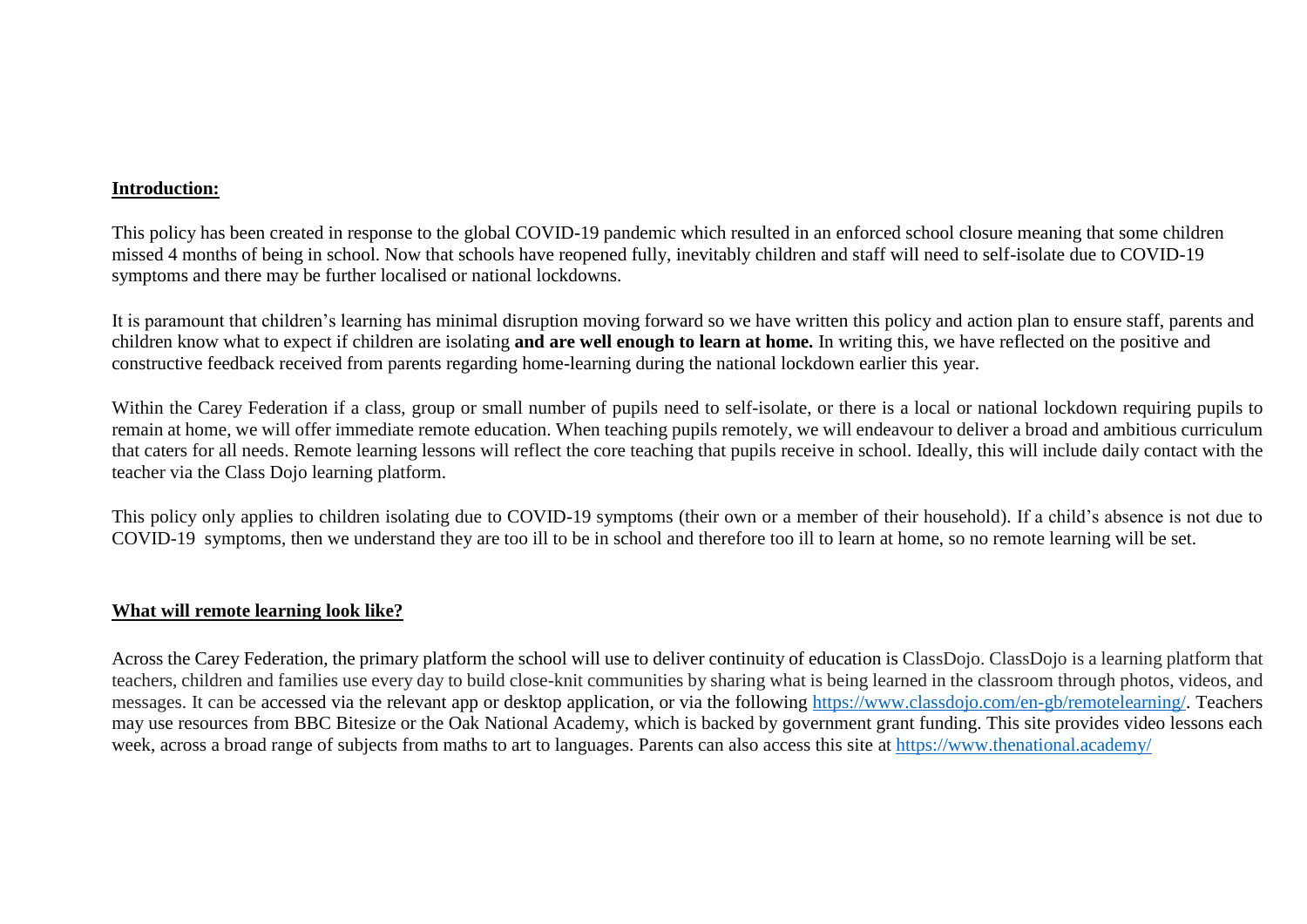## **Introduction:**

This policy has been created in response to the global COVID-19 pandemic which resulted in an enforced school closure meaning that some children missed 4 months of being in school. Now that schools have reopened fully, inevitably children and staff will need to self-isolate due to COVID-19 symptoms and there may be further localised or national lockdowns.

It is paramount that children's learning has minimal disruption moving forward so we have written this policy and action plan to ensure staff, parents and children know what to expect if children are isolating **and are well enough to learn at home.** In writing this, we have reflected on the positive and constructive feedback received from parents regarding home-learning during the national lockdown earlier this year.

Within the Carey Federation if a class, group or small number of pupils need to self-isolate, or there is a local or national lockdown requiring pupils to remain at home, we will offer immediate remote education. When teaching pupils remotely, we will endeavour to deliver a broad and ambitious curriculum that caters for all needs. Remote learning lessons will reflect the core teaching that pupils receive in school. Ideally, this will include daily contact with the teacher via the Class Dojo learning platform.

This policy only applies to children isolating due to COVID-19 symptoms (their own or a member of their household). If a child's absence is not due to COVID-19 symptoms, then we understand they are too ill to be in school and therefore too ill to learn at home, so no remote learning will be set.

## **What will remote learning look like?**

Across the Carey Federation, the primary platform the school will use to deliver continuity of education is ClassDojo. ClassDojo is a learning platform that teachers, children and families use every day to build close-knit communities by sharing what is being learned in the classroom through photos, videos, and messages. It can be accessed via the relevant app or desktop application, or via the following https://www.classdojo.com/en-gb/remotelearning/. Teachers may use resources from BBC Bitesize or the Oak National Academy, which is backed by government grant funding. This site provides video lessons each week, across a broad range of subjects from maths to art to languages. Parents can also access this site at https://www.thenational.academy/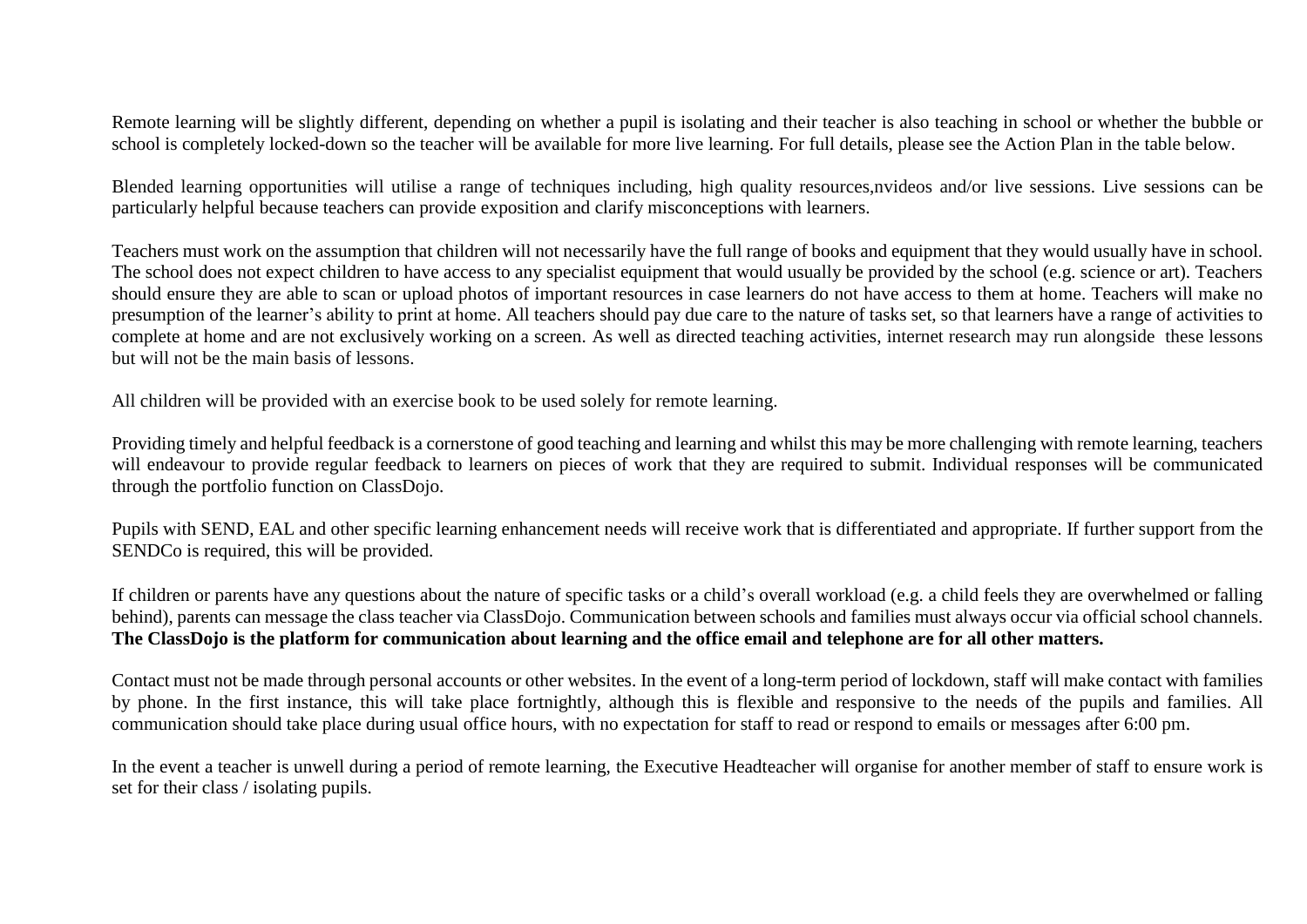Remote learning will be slightly different, depending on whether a pupil is isolating and their teacher is also teaching in school or whether the bubble or school is completely locked-down so the teacher will be available for more live learning. For full details, please see the Action Plan in the table below.

Blended learning opportunities will utilise a range of techniques including, high quality resources,nvideos and/or live sessions. Live sessions can be particularly helpful because teachers can provide exposition and clarify misconceptions with learners.

Teachers must work on the assumption that children will not necessarily have the full range of books and equipment that they would usually have in school. The school does not expect children to have access to any specialist equipment that would usually be provided by the school (e.g. science or art). Teachers should ensure they are able to scan or upload photos of important resources in case learners do not have access to them at home. Teachers will make no presumption of the learner's ability to print at home. All teachers should pay due care to the nature of tasks set, so that learners have a range of activities to complete at home and are not exclusively working on a screen. As well as directed teaching activities, internet research may run alongside these lessons but will not be the main basis of lessons.

All children will be provided with an exercise book to be used solely for remote learning.

Providing timely and helpful feedback is a cornerstone of good teaching and learning and whilst this may be more challenging with remote learning, teachers will endeavour to provide regular feedback to learners on pieces of work that they are required to submit. Individual responses will be communicated through the portfolio function on ClassDojo.

Pupils with SEND, EAL and other specific learning enhancement needs will receive work that is differentiated and appropriate. If further support from the SENDCo is required, this will be provided.

If children or parents have any questions about the nature of specific tasks or a child's overall workload (e.g. a child feels they are overwhelmed or falling behind), parents can message the class teacher via ClassDojo. Communication between schools and families must always occur via official school channels. **The ClassDojo is the platform for communication about learning and the office email and telephone are for all other matters.**

Contact must not be made through personal accounts or other websites. In the event of a long-term period of lockdown, staff will make contact with families by phone. In the first instance, this will take place fortnightly, although this is flexible and responsive to the needs of the pupils and families. All communication should take place during usual office hours, with no expectation for staff to read or respond to emails or messages after 6:00 pm.

In the event a teacher is unwell during a period of remote learning, the Executive Headteacher will organise for another member of staff to ensure work is set for their class / isolating pupils.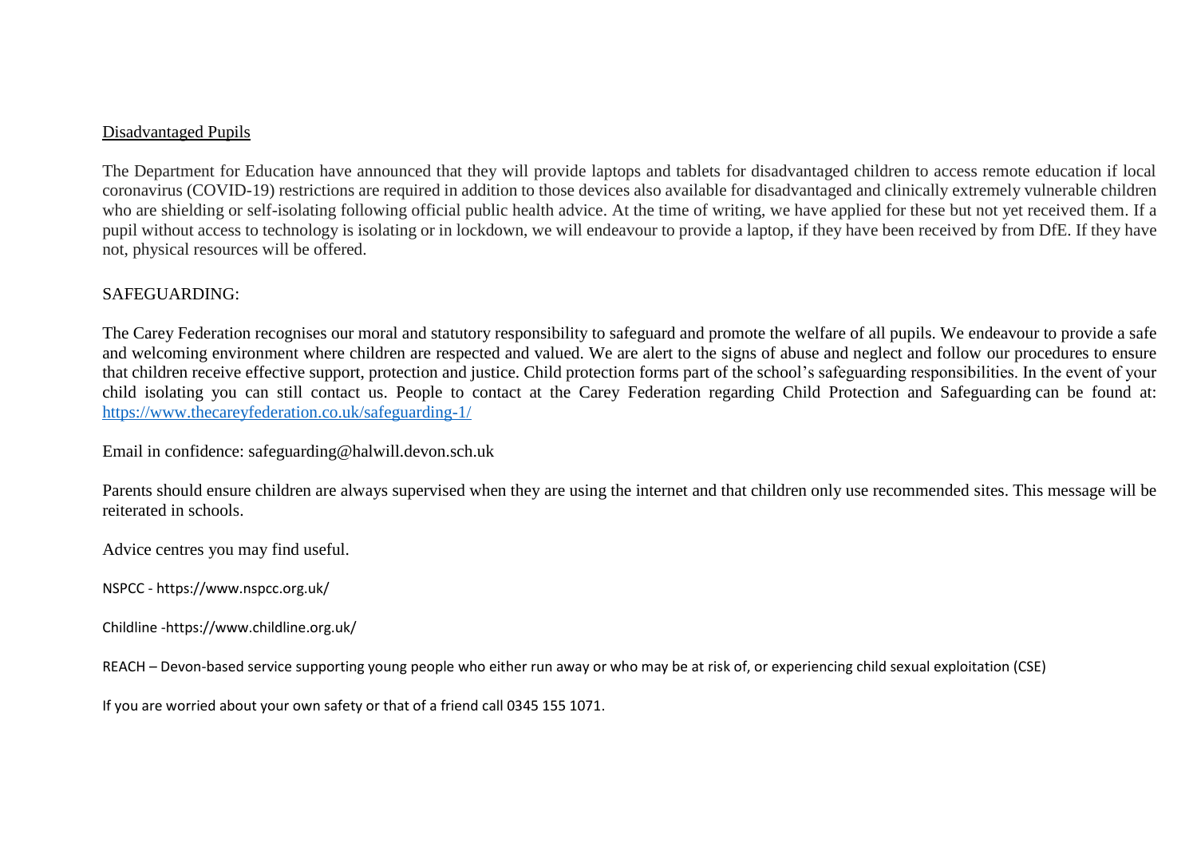## Disadvantaged Pupils

The Department for Education have announced that they will provide laptops and tablets for disadvantaged children to access remote education if local coronavirus (COVID-19) restrictions are required in addition to those devices also available for disadvantaged and clinically extremely vulnerable children who are shielding or self-isolating following official public health advice. At the time of writing, we have applied for these but not yet received them. If a pupil without access to technology is isolating or in lockdown, we will endeavour to provide a laptop, if they have been received by from DfE. If they have not, physical resources will be offered.

## SAFEGUARDING:

The Carey Federation recognises our moral and statutory responsibility to safeguard and promote the welfare of all pupils. We endeavour to provide a safe and welcoming environment where children are respected and valued. We are alert to the signs of abuse and neglect and follow our procedures to ensure that children receive effective support, protection and justice. Child protection forms part of the school's safeguarding responsibilities. In the event of your child isolating you can still contact us. People to contact at the Carey Federation regarding Child Protection and Safeguarding can be found at: [https://www.thecareyfederation.co.uk/safeguarding-1/](https://www.thecareyfederation.co.uk/safeguarding-1/)

Email in confidence: safeguarding@halwill.devon.sch.uk

Parents should ensure children are always supervised when they are using the internet and that children only use recommended sites. This message will be reiterated in schools.

Advice centres you may find useful.

NSPCC - https://www.nspcc.org.uk/

Childline -https://www.childline.org.uk/

REACH – Devon-based service supporting young people who either run away or who may be at risk of, or experiencing child sexual exploitation (CSE)

If you are worried about your own safety or that of a friend call 0345 155 1071.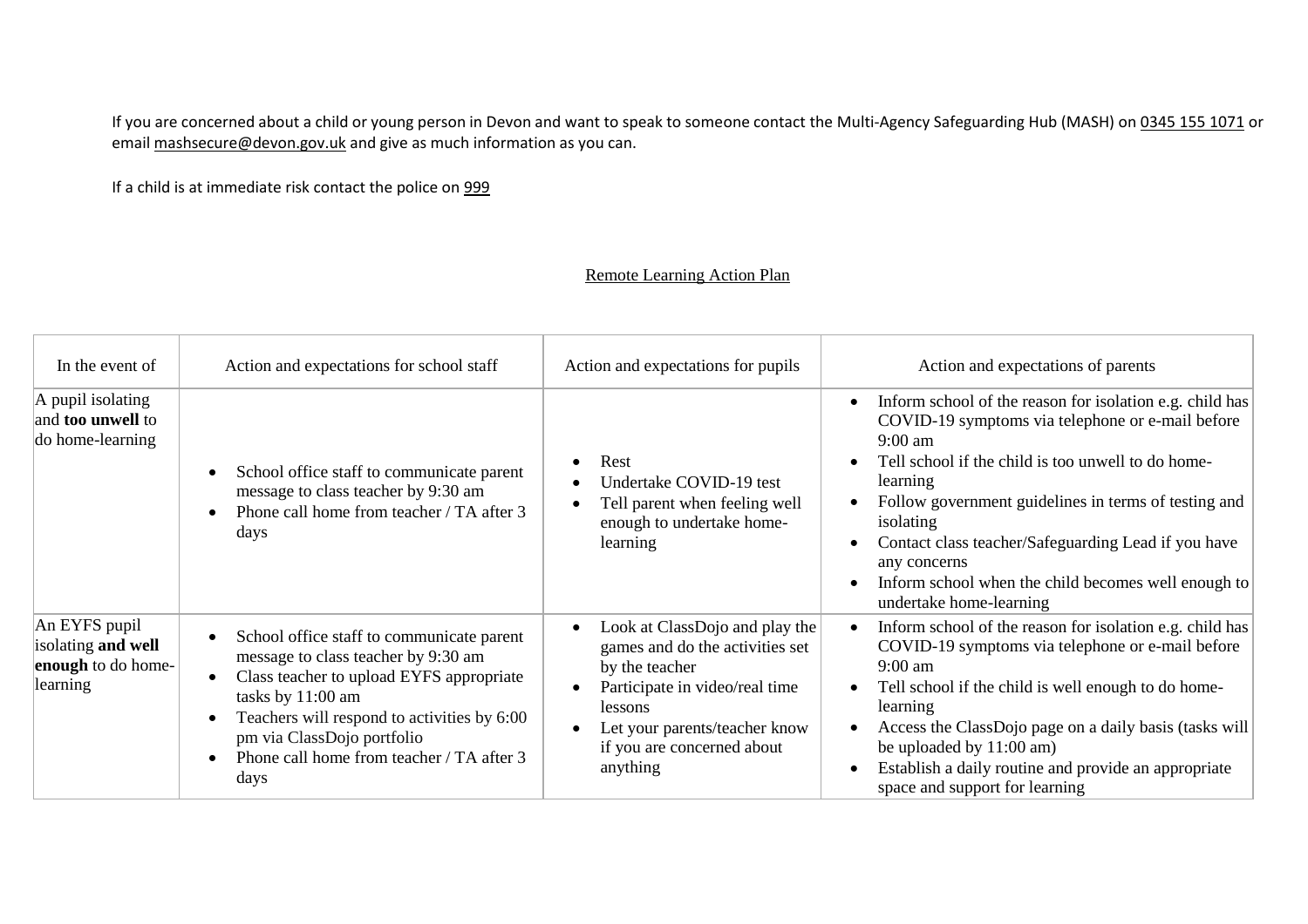If you are concerned about a child or young person in Devon and want to speak to someone contact the Multi-Agency Safeguarding Hub (MASH) on 0345 155 1071 or email mashsecure@devon.gov.uk and give as much information as you can.

If a child is at immediate risk contact the police on 999

## Remote Learning Action Plan

| In the event of | Action and expectations for school staff | Action and expectations for pupils | Action and expectations of parents |
|---|---|---|---|
| A pupil isolating and **too unwell** to do home-learning | • School office staff to communicate parent message to class teacher by 9:30 am<br>• Phone call home from teacher / TA after 3 days | • Rest<br>• Undertake COVID-19 test<br>• Tell parent when feeling well enough to undertake home-learning | • Inform school of the reason for isolation e.g. child has COVID-19 symptoms via telephone or e-mail before 9:00 am<br>• Tell school if the child is too unwell to do home-learning<br>• Follow government guidelines in terms of testing and isolating<br>• Contact class teacher/Safeguarding Lead if you have any concerns<br>• Inform school when the child becomes well enough to undertake home-learning |
| An EYFS pupil isolating **and well enough** to do home-learning | • School office staff to communicate parent message to class teacher by 9:30 am<br>• Class teacher to upload EYFS appropriate tasks by 11:00 am<br>• Teachers will respond to activities by 6:00 pm via ClassDojo portfolio<br>• Phone call home from teacher / TA after 3 days | • Look at ClassDojo and play the games and do the activities set by the teacher<br>• Participate in video/real time lessons<br>• Let your parents/teacher know if you are concerned about anything | • Inform school of the reason for isolation e.g. child has COVID-19 symptoms via telephone or e-mail before 9:00 am<br>• Tell school if the child is well enough to do home-learning<br>• Access the ClassDojo page on a daily basis (tasks will be uploaded by 11:00 am)<br>• Establish a daily routine and provide an appropriate space and support for learning |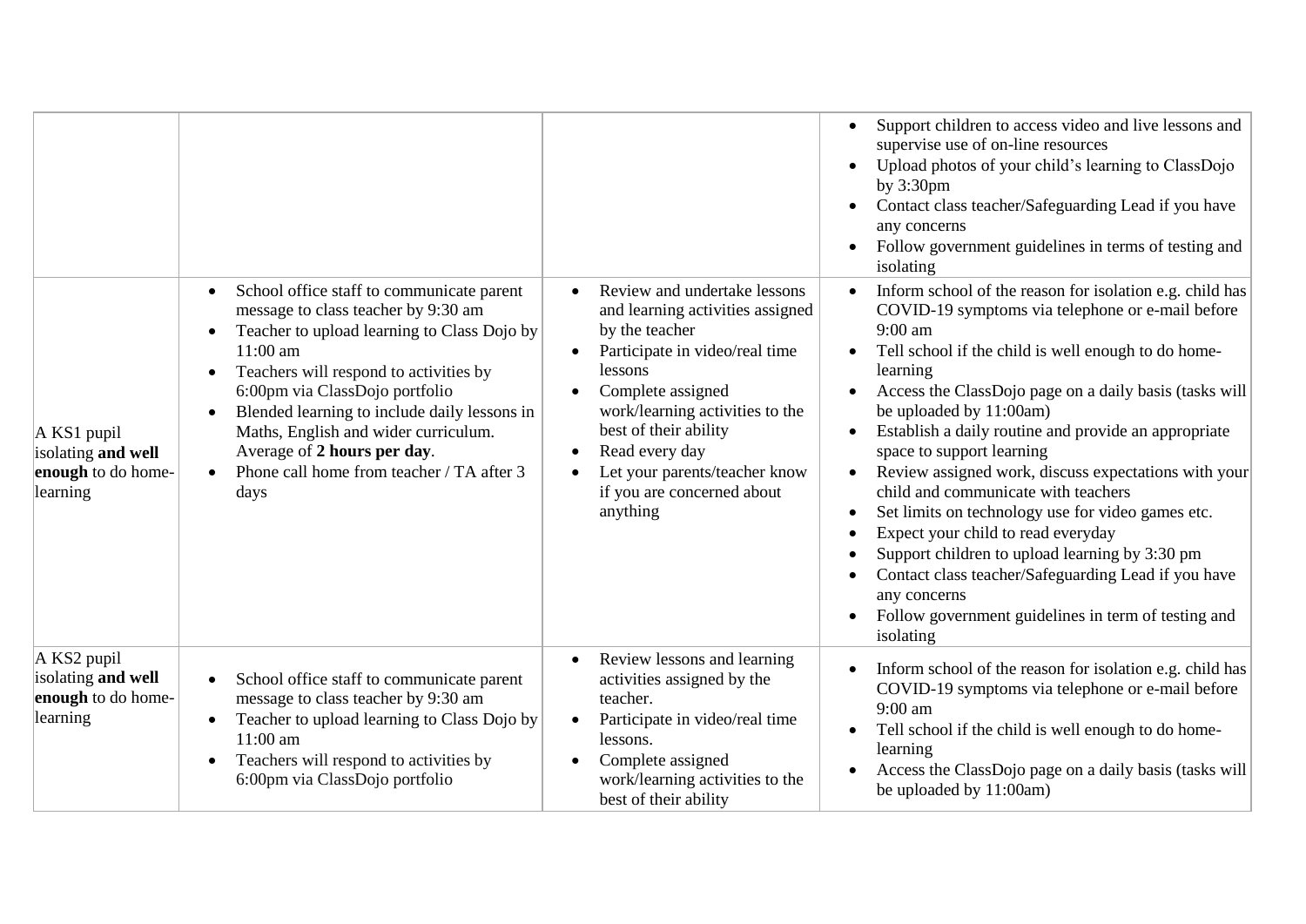| | | | |
|---|---|---|---|
| | | | • Support children to access video and live lessons and supervise use of on-line resources<br>• Upload photos of your child's learning to ClassDojo by 3:30pm<br>• Contact class teacher/Safeguarding Lead if you have any concerns<br>• Follow government guidelines in terms of testing and isolating |
| A KS1 pupil isolating **and well enough** to do home-learning | • School office staff to communicate parent message to class teacher by 9:30 am<br>• Teacher to upload learning to Class Dojo by 11:00 am<br>• Teachers will respond to activities by 6:00pm via ClassDojo portfolio<br>• Blended learning to include daily lessons in Maths, English and wider curriculum. Average of **2 hours per day**.<br>• Phone call home from teacher / TA after 3 days | • Review and undertake lessons and learning activities assigned by the teacher<br>• Participate in video/real time lessons<br>• Complete assigned work/learning activities to the best of their ability<br>• Read every day<br>• Let your parents/teacher know if you are concerned about anything | • Inform school of the reason for isolation e.g. child has COVID-19 symptoms via telephone or e-mail before 9:00 am<br>• Tell school if the child is well enough to do home-learning<br>• Access the ClassDojo page on a daily basis (tasks will be uploaded by 11:00am)<br>• Establish a daily routine and provide an appropriate space to support learning<br>• Review assigned work, discuss expectations with your child and communicate with teachers<br>• Set limits on technology use for video games etc.<br>• Expect your child to read everyday<br>• Support children to upload learning by 3:30 pm<br>• Contact class teacher/Safeguarding Lead if you have any concerns<br>• Follow government guidelines in term of testing and isolating |
| A KS2 pupil isolating **and well enough** to do home-learning | • School office staff to communicate parent message to class teacher by 9:30 am<br>• Teacher to upload learning to Class Dojo by 11:00 am<br>• Teachers will respond to activities by 6:00pm via ClassDojo portfolio | • Review lessons and learning activities assigned by the teacher.<br>• Participate in video/real time lessons.<br>• Complete assigned work/learning activities to the best of their ability | • Inform school of the reason for isolation e.g. child has COVID-19 symptoms via telephone or e-mail before 9:00 am<br>• Tell school if the child is well enough to do home-learning<br>• Access the ClassDojo page on a daily basis (tasks will be uploaded by 11:00am) |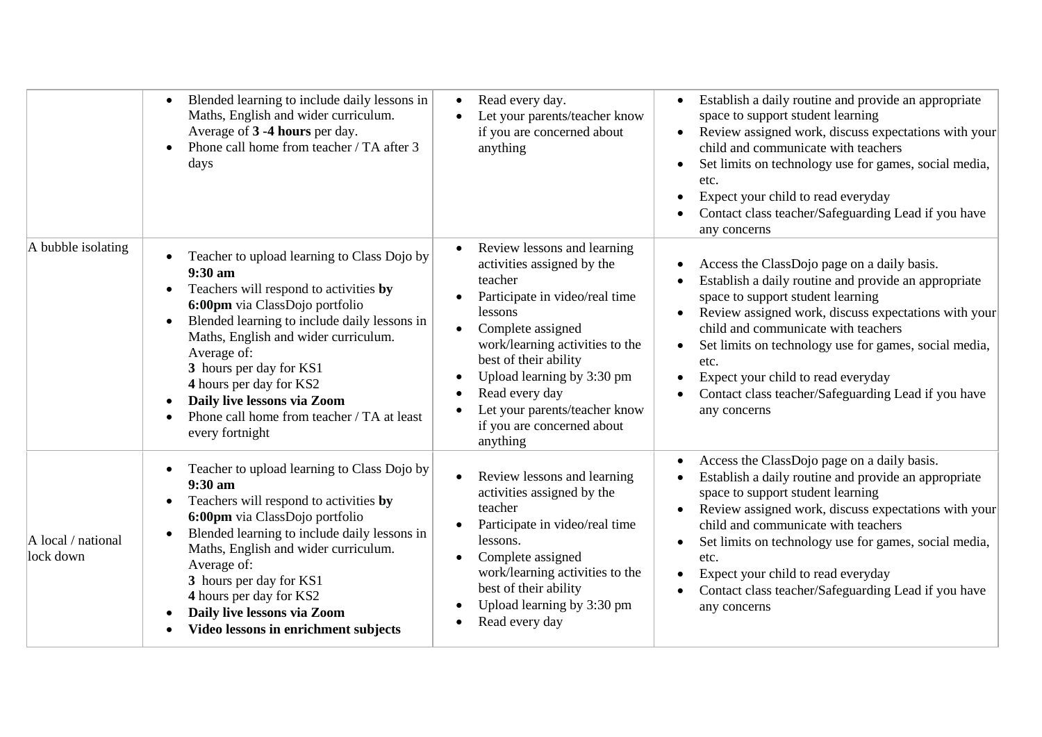| | | | |
|---|---|---|---|
| | • Blended learning to include daily lessons in Maths, English and wider curriculum. Average of **3 -4 hours** per day.<br>• Phone call home from teacher / TA after 3 days | • Read every day.<br>• Let your parents/teacher know if you are concerned about anything | • Establish a daily routine and provide an appropriate space to support student learning<br>• Review assigned work, discuss expectations with your child and communicate with teachers<br>• Set limits on technology use for games, social media, etc.<br>• Expect your child to read everyday<br>• Contact class teacher/Safeguarding Lead if you have any concerns |
| A bubble isolating | • Teacher to upload learning to Class Dojo by **9:30 am**<br>• Teachers will respond to activities **by 6:00pm** via ClassDojo portfolio<br>• Blended learning to include daily lessons in Maths, English and wider curriculum. Average of:<br>**3** hours per day for KS1<br>**4** hours per day for KS2<br>• **Daily live lessons via Zoom**<br>• Phone call home from teacher / TA at least every fortnight | • Review lessons and learning activities assigned by the teacher<br>• Participate in video/real time lessons<br>• Complete assigned work/learning activities to the best of their ability<br>• Upload learning by 3:30 pm<br>• Read every day<br>• Let your parents/teacher know if you are concerned about anything | • Access the ClassDojo page on a daily basis.<br>• Establish a daily routine and provide an appropriate space to support student learning<br>• Review assigned work, discuss expectations with your child and communicate with teachers<br>• Set limits on technology use for games, social media, etc.<br>• Expect your child to read everyday<br>• Contact class teacher/Safeguarding Lead if you have any concerns |
| A local / national lock down | • Teacher to upload learning to Class Dojo by **9:30 am**<br>• Teachers will respond to activities **by 6:00pm** via ClassDojo portfolio<br>• Blended learning to include daily lessons in Maths, English and wider curriculum. Average of:<br>**3** hours per day for KS1<br>**4** hours per day for KS2<br>• **Daily live lessons via Zoom**<br>• **Video lessons in enrichment subjects** | • Review lessons and learning activities assigned by the teacher<br>• Participate in video/real time lessons.<br>• Complete assigned work/learning activities to the best of their ability<br>• Upload learning by 3:30 pm<br>• Read every day | • Access the ClassDojo page on a daily basis.<br>• Establish a daily routine and provide an appropriate space to support student learning<br>• Review assigned work, discuss expectations with your child and communicate with teachers<br>• Set limits on technology use for games, social media, etc.<br>• Expect your child to read everyday<br>• Contact class teacher/Safeguarding Lead if you have any concerns |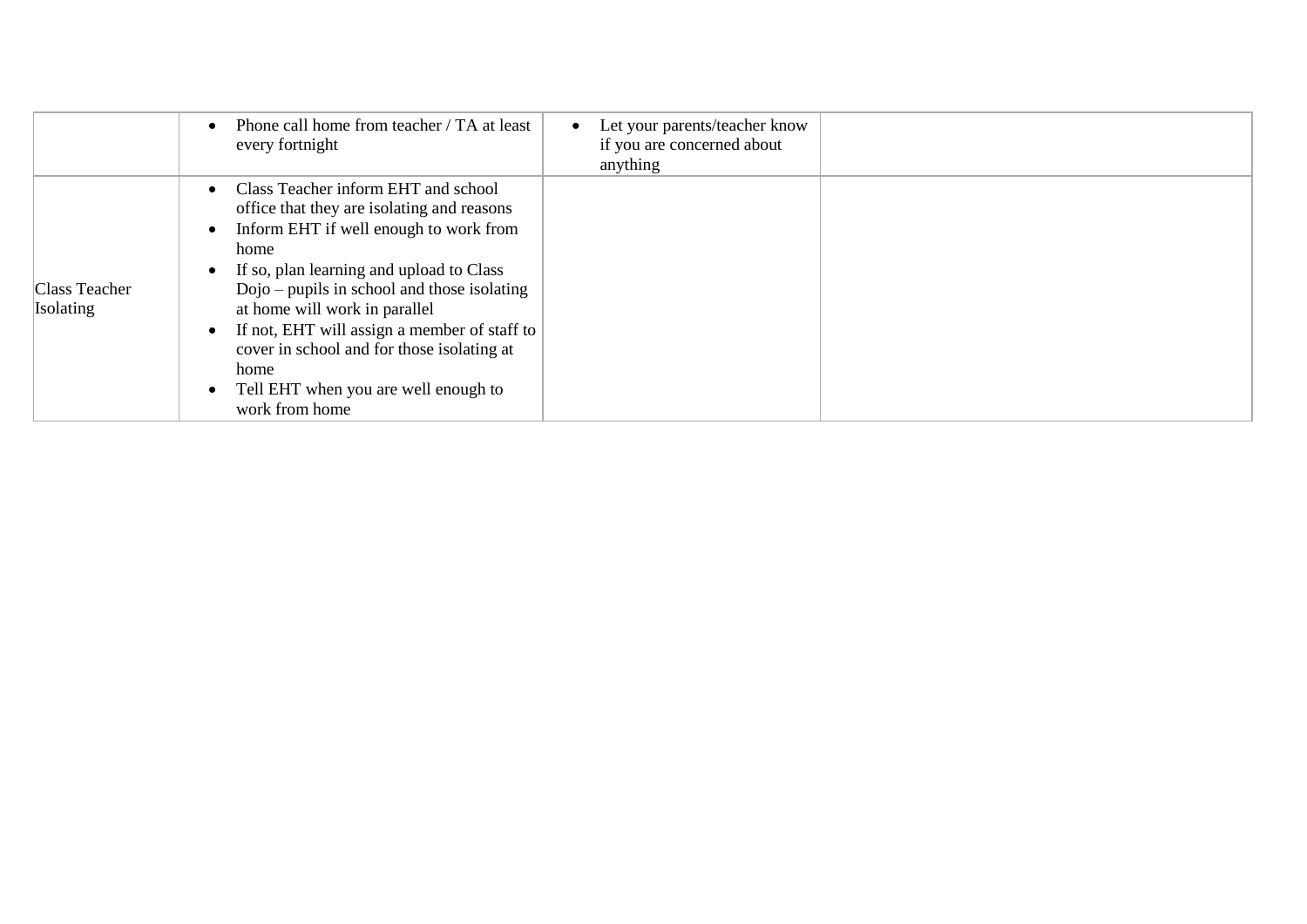| | | | |
|---|---|---|---|
| | • Phone call home from teacher / TA at least every fortnight | • Let your parents/teacher know if you are concerned about anything | |
| Class Teacher Isolating | • Class Teacher inform EHT and school office that they are isolating and reasons<br>• Inform EHT if well enough to work from home<br>• If so, plan learning and upload to Class Dojo – pupils in school and those isolating at home will work in parallel<br>• If not, EHT will assign a member of staff to cover in school and for those isolating at home<br>• Tell EHT when you are well enough to work from home | | |